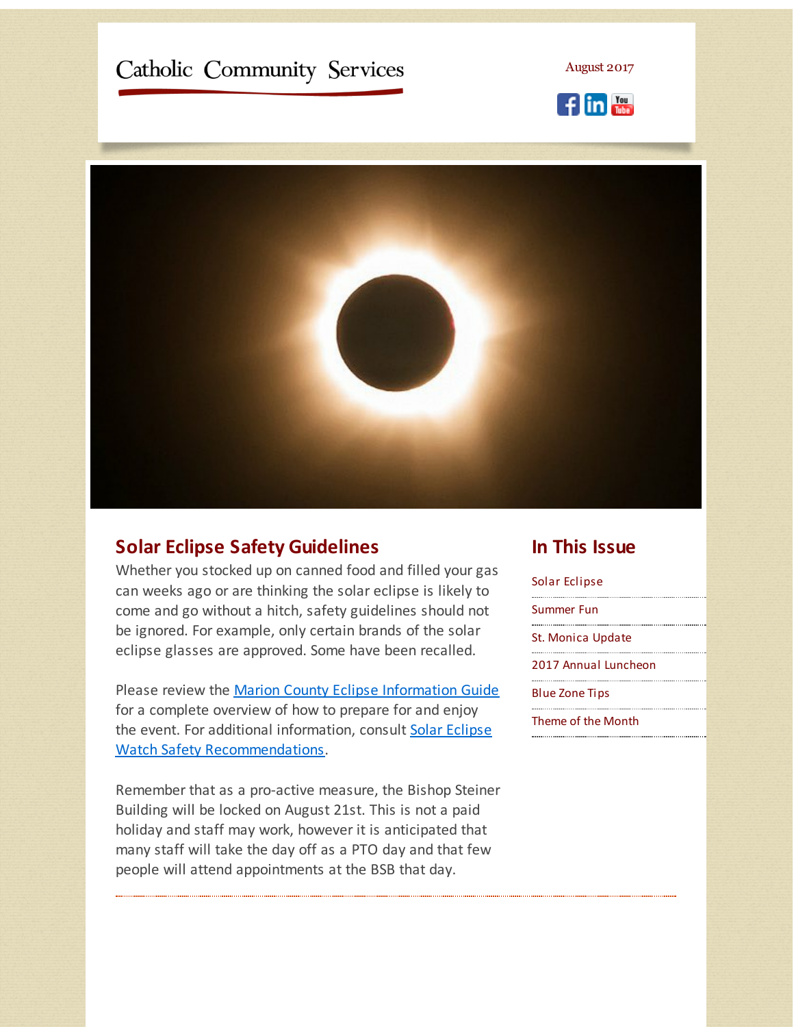Catholic Community Services

August 2017

## Solar Eclipse Safety Guidelines

Whether you stocked up on canned food and filled your gas can weeks ago or are thinking the solar eclipse is likely to come and go without a hitch, safety guidelines should not be ignored. For example, only certain brands of the solar eclipse glasses are approved. Some have been recalled.

Please review the Marion County Eclipse Information Guide for a complete overview of how to prepare for and enjoy the event. For additional information, consult Solar Eclipse Watch Safety Recommendations.

Remember that as a pro-active measure, the Bishop Steiner Building will be locked on August 21st. This is not a paid holiday and staff may work, however it is anticipated that many staff will take the day off as a PTO day and that few people will attend appointments at the BSB that day.

## In This Issue

- Solar Eclipse
- Summer Fun
- St. Monica Update
- 2017 Annual Luncheon
- Blue Zone Tips
- Theme of the Month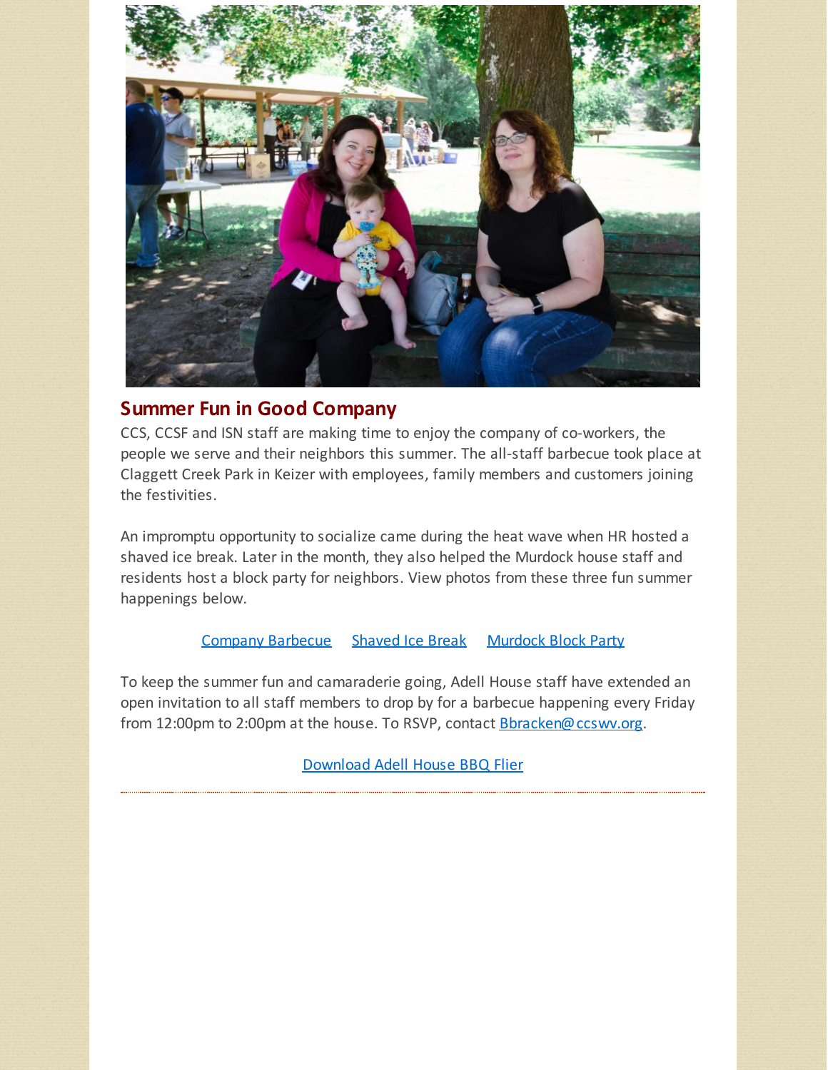## Summer Fun in Good Company

CCS, CCSF and ISN staff are making time to enjoy the company of co-workers, the people we serve and their neighbors this summer. The all-staff barbecue took place at Claggett Creek Park in Keizer with employees, family members and customers joining the festivities.

An impromptu opportunity to socialize came during the heat wave when HR hosted a shaved ice break. Later in the month, they also helped the Murdock house staff and residents host a block party for neighbors. View photos from these three fun summer happenings below.

Company Barbecue     Shaved Ice Break     Murdock Block Party

To keep the summer fun and camaraderie going, Adell House staff have extended an open invitation to all staff members to drop by for a barbecue happening every Friday from 12:00pm to 2:00pm at the house. To RSVP, contact Bbracken@ccswv.org.

Download Adell House BBQ Flier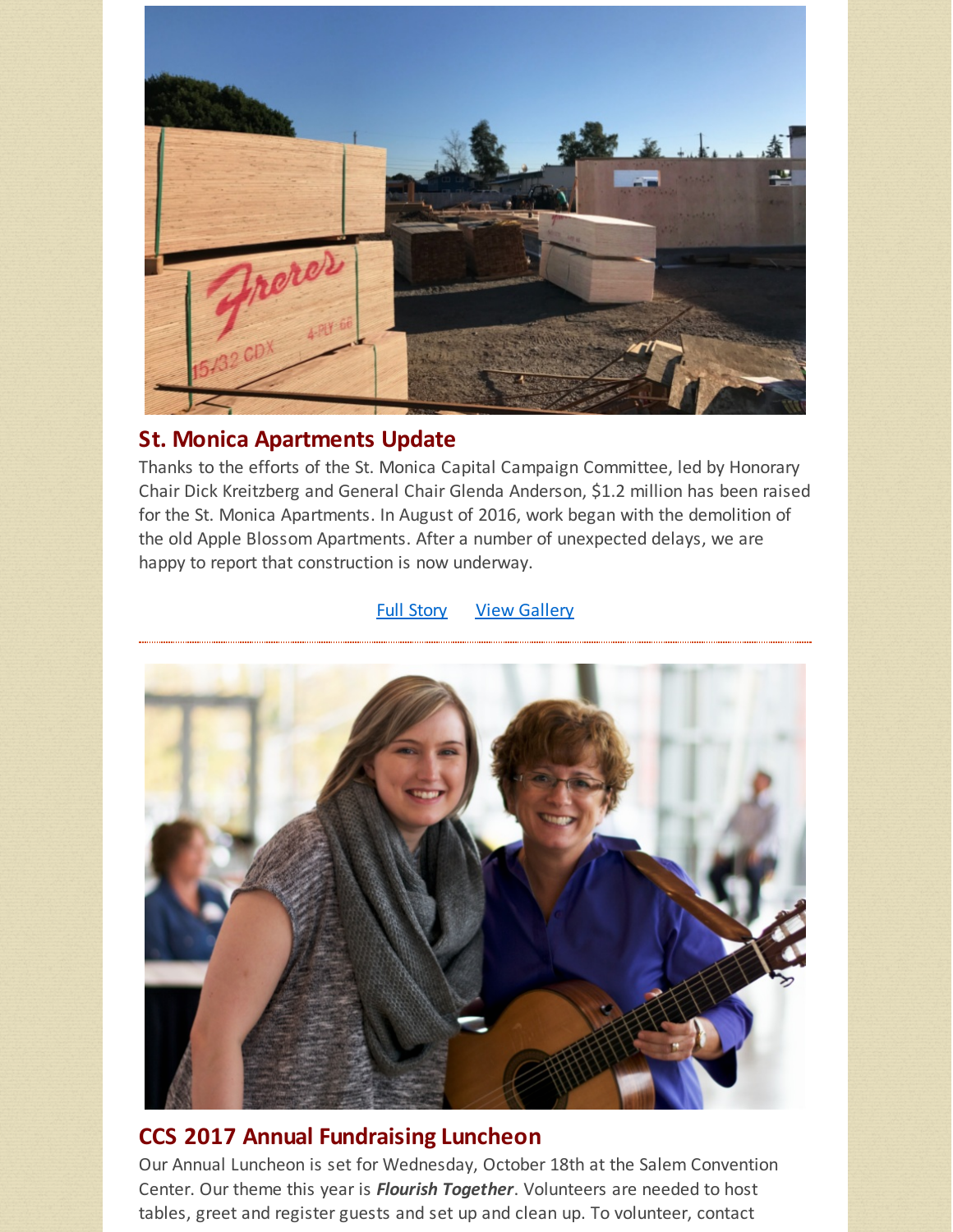## St. Monica Apartments Update

Thanks to the efforts of the St. Monica Capital Campaign Committee, led by Honorary Chair Dick Kreitzberg and General Chair Glenda Anderson, $1.2 million has been raised for the St. Monica Apartments. In August of 2016, work began with the demolition of the old Apple Blossom Apartments. After a number of unexpected delays, we are happy to report that construction is now underway.

Full Story    View Gallery

---

## CCS 2017 Annual Fundraising Luncheon

Our Annual Luncheon is set for Wednesday, October 18th at the Salem Convention Center. Our theme this year is ***Flourish Together***. Volunteers are needed to host tables, greet and register guests and set up and clean up. To volunteer, contact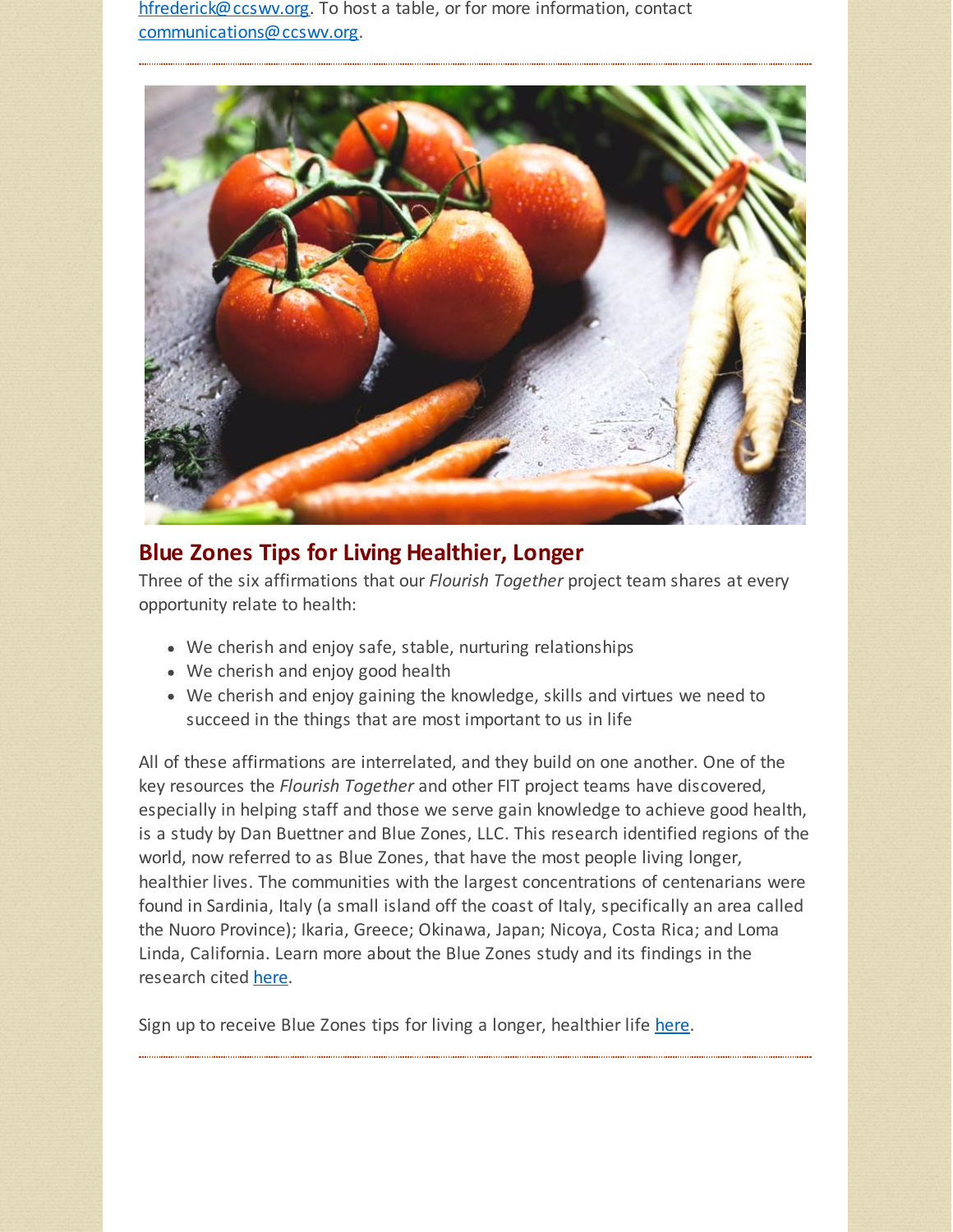hfrederick@ccswv.org. To host a table, or for more information, contact communications@ccswv.org.

## Blue Zones Tips for Living Healthier, Longer

Three of the six affirmations that our *Flourish Together* project team shares at every opportunity relate to health:

- We cherish and enjoy safe, stable, nurturing relationships
- We cherish and enjoy good health
- We cherish and enjoy gaining the knowledge, skills and virtues we need to succeed in the things that are most important to us in life

All of these affirmations are interrelated, and they build on one another. One of the key resources the *Flourish Together* and other FIT project teams have discovered, especially in helping staff and those we serve gain knowledge to achieve good health, is a study by Dan Buettner and Blue Zones, LLC. This research identified regions of the world, now referred to as Blue Zones, that have the most people living longer, healthier lives. The communities with the largest concentrations of centenarians were found in Sardinia, Italy (a small island off the coast of Italy, specifically an area called the Nuoro Province); Ikaria, Greece; Okinawa, Japan; Nicoya, Costa Rica; and Loma Linda, California. Learn more about the Blue Zones study and its findings in the research cited here.

Sign up to receive Blue Zones tips for living a longer, healthier life here.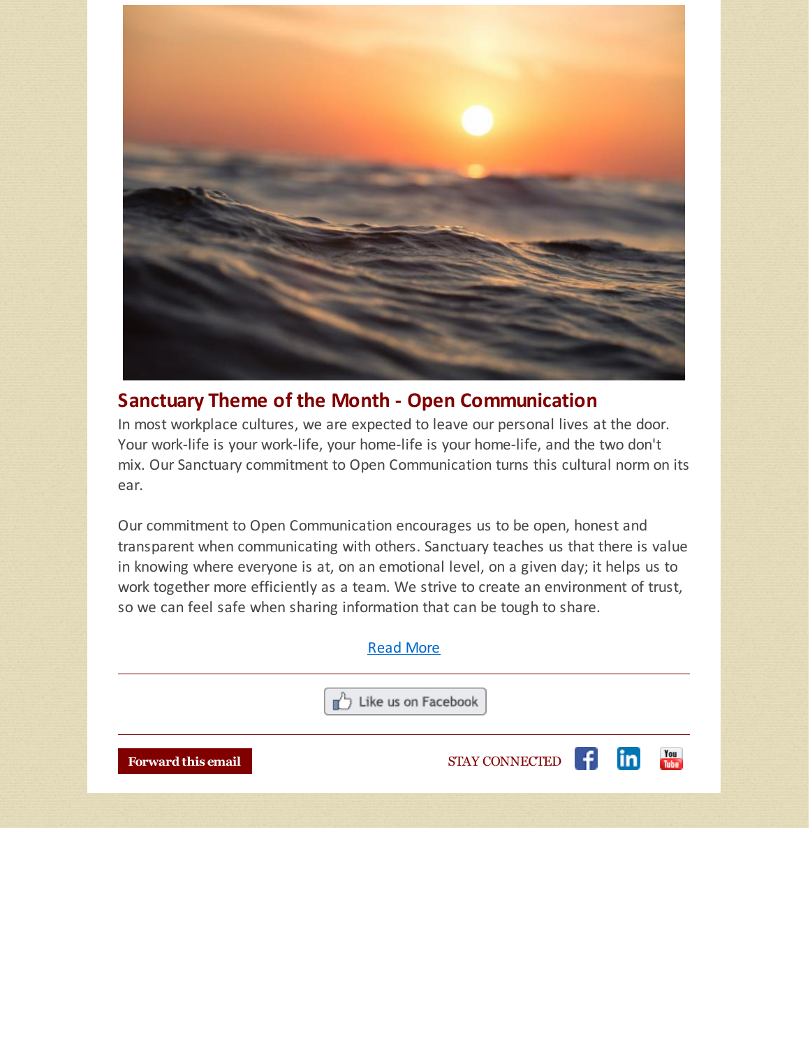## Sanctuary Theme of the Month - Open Communication

In most workplace cultures, we are expected to leave our personal lives at the door. Your work-life is your work-life, your home-life is your home-life, and the two don't mix. Our Sanctuary commitment to Open Communication turns this cultural norm on its ear.

Our commitment to Open Communication encourages us to be open, honest and transparent when communicating with others. Sanctuary teaches us that there is value in knowing where everyone is at, on an emotional level, on a given day; it helps us to work together more efficiently as a team. We strive to create an environment of trust, so we can feel safe when sharing information that can be tough to share.

Read More

---

Like us on Facebook

---

Forward this email

STAY CONNECTED